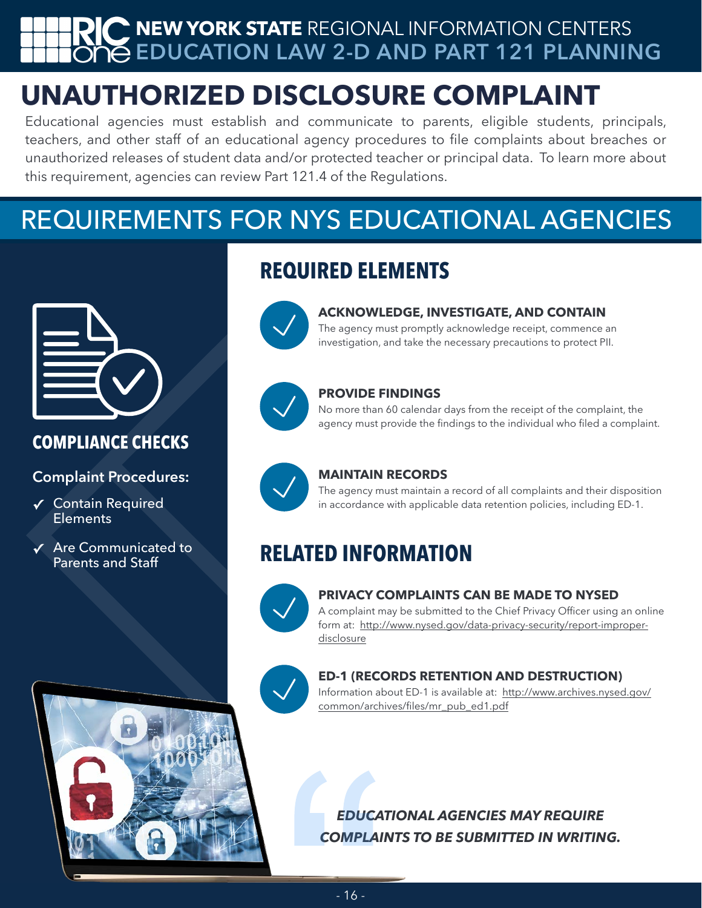# UNAUTHORIZED DISCLOSURE COMPLAINT

Educational agencies must establish and communicate to parents, eligible students, principals, teachers, and other staff of an educational agency procedures to file complaints about breaches or unauthorized releases of student data and/or protected teacher or principal data. To learn more about this requirement, agencies can review Part 121.4 of the Regulations.

## REQUIREMENTS FOR NYS EDUCATIONAL AGENCIES

### COMPLIANCE CHECKS

**Complaint Procedures:**

- ✓ Contain Required Elements
- ✓ Are Communicated to Parents and Staff

### REQUIRED ELEMENTS

**ACKNOWLEDGE, INVESTIGATE, AND CONTAIN**
The agency must promptly acknowledge receipt, commence an investigation, and take the necessary precautions to protect PII.

**PROVIDE FINDINGS**
No more than 60 calendar days from the receipt of the complaint, the agency must provide the findings to the individual who filed a complaint.

**MAINTAIN RECORDS**
The agency must maintain a record of all complaints and their disposition in accordance with applicable data retention policies, including ED-1.

### RELATED INFORMATION

**PRIVACY COMPLAINTS CAN BE MADE TO NYSED**
A complaint may be submitted to the Chief Privacy Officer using an online form at: http://www.nysed.gov/data-privacy-security/report-improper-disclosure

**ED-1 (RECORDS RETENTION AND DESTRUCTION)**
Information about ED-1 is available at: http://www.archives.nysed.gov/common/archives/files/mr_pub_ed1.pdf

> ***EDUCATIONAL AGENCIES MAY REQUIRE COMPLAINTS TO BE SUBMITTED IN WRITING.***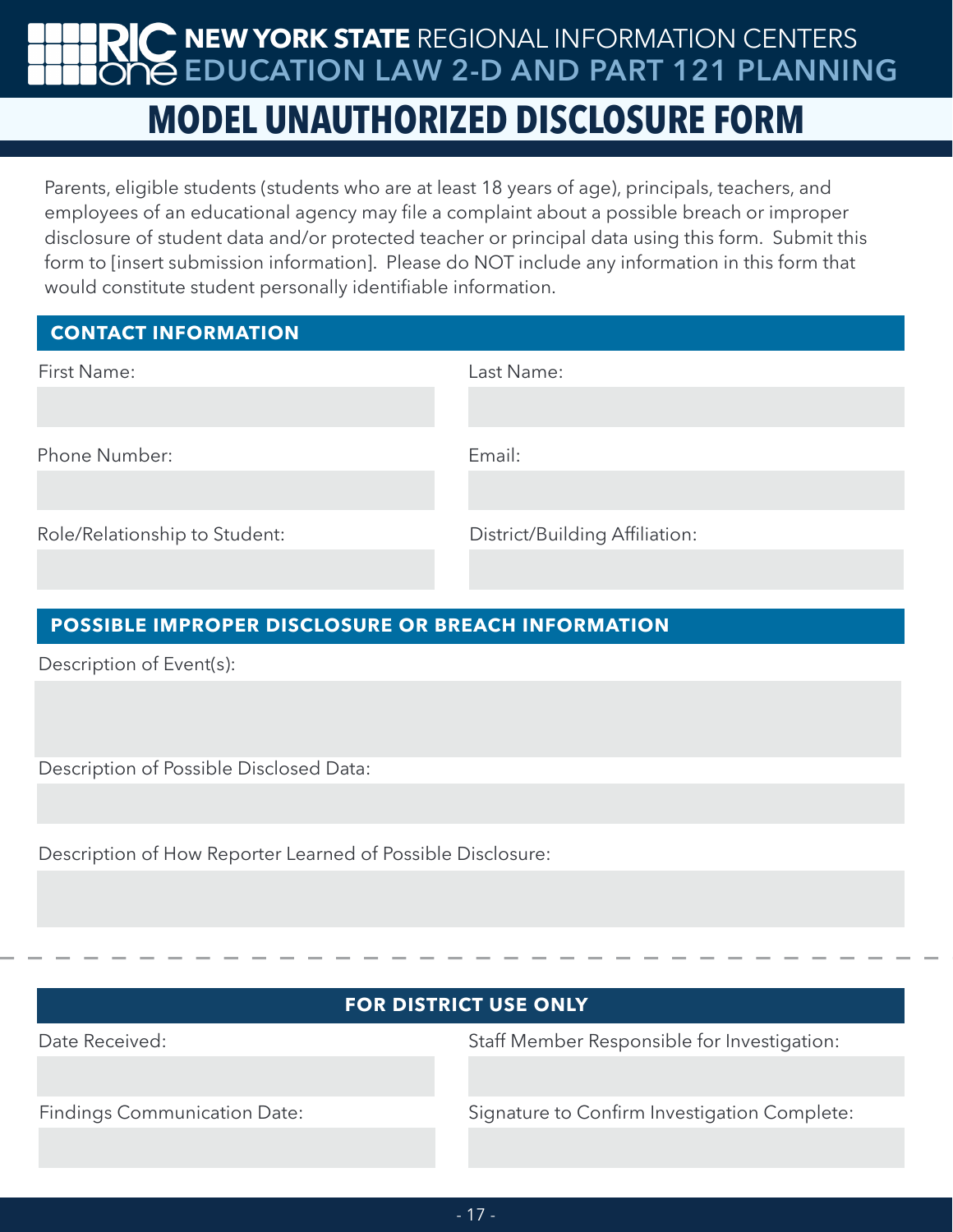# NEW YORK STATE REGIONAL INFORMATION CENTERS
## EDUCATION LAW 2-D AND PART 121 PLANNING

# MODEL UNAUTHORIZED DISCLOSURE FORM

Parents, eligible students (students who are at least 18 years of age), principals, teachers, and employees of an educational agency may file a complaint about a possible breach or improper disclosure of student data and/or protected teacher or principal data using this form. Submit this form to [insert submission information]. Please do NOT include any information in this form that would constitute student personally identifiable information.

## CONTACT INFORMATION

First Name:

Last Name:

Phone Number:

Email:

Role/Relationship to Student:

District/Building Affiliation:

## POSSIBLE IMPROPER DISCLOSURE OR BREACH INFORMATION

Description of Event(s):

Description of Possible Disclosed Data:

Description of How Reporter Learned of Possible Disclosure:

---

## FOR DISTRICT USE ONLY

Date Received:

Staff Member Responsible for Investigation:

Findings Communication Date:

Signature to Confirm Investigation Complete: